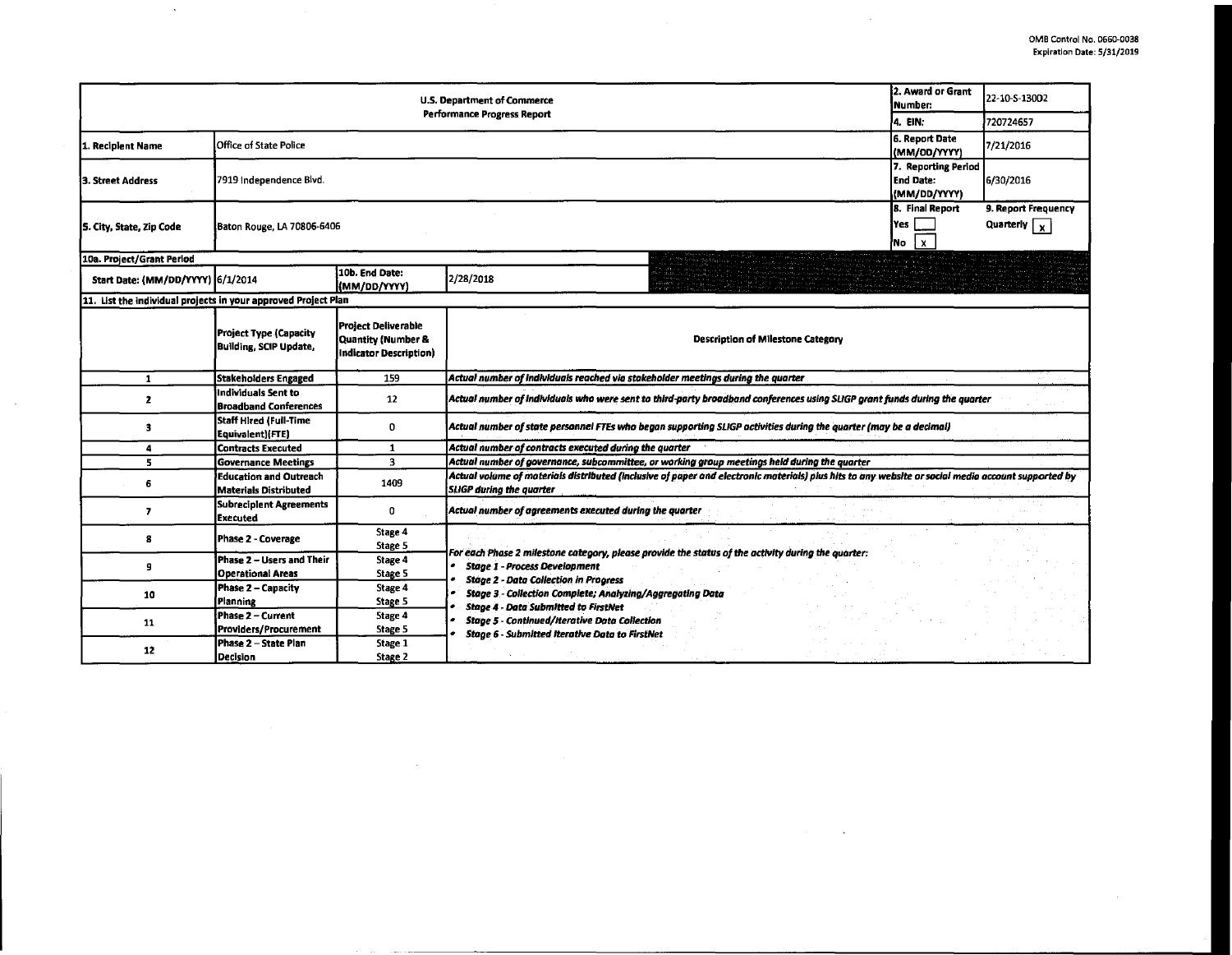OMB Control No. 0660-0038
Expiration Date: 5/31/2019

| U.S. Department of Commerce Performance Progress Report | | 2. Award or Grant Number: | 22-10-S-13002 |
|---|---|---|---|
| | | 4. EIN: | 720724657 |
| 1. Recipient Name | Office of State Police | 6. Report Date (MM/DD/YYYY) | 7/21/2016 |
| 3. Street Address | 7919 Independence Blvd. | 7. Reporting Period End Date: (MM/DD/YYYY) | 6/30/2016 |
| 5. City, State, Zip Code | Baton Rouge, LA 70806-6406 | 8. Final Report Yes [ ] No [x] | 9. Report Frequency Quarterly [x] |

**10a. Project/Grant Period**

| Start Date: (MM/DD/YYYY) | 6/1/2014 | 10b. End Date: (MM/DD/YYYY) | 2/28/2018 |
|---|---|---|---|

**11. List the individual projects in your approved Project Plan**

| | Project Type (Capacity Building, SCIP Update, | Project Deliverable Quantity (Number & Indicator Description) | Description of Milestone Category |
|---|---|---|---|
| 1 | Stakeholders Engaged | 159 | *Actual number of individuals reached via stakeholder meetings during the quarter* |
| 2 | Individuals Sent to Broadband Conferences | 12 | *Actual number of individuals who were sent to third-party broadband conferences using SLIGP grant funds during the quarter* |
| 3 | Staff Hired (Full-Time Equivalent)(FTE) | 0 | *Actual number of state personnel FTEs who began supporting SLIGP activities during the quarter (may be a decimal)* |
| 4 | Contracts Executed | 1 | *Actual number of contracts executed during the quarter* |
| 5 | Governance Meetings | 3 | *Actual number of governance, subcommittee, or working group meetings held during the quarter* |
| 6 | Education and Outreach Materials Distributed | 1409 | *Actual volume of materials distributed (inclusive of paper and electronic materials) plus hits to any website or social media account supported by SLIGP during the quarter* |
| 7 | Subrecipient Agreements Executed | 0 | *Actual number of agreements executed during the quarter* |
| 8 | Phase 2 - Coverage | Stage 4 Stage 5 | *For each Phase 2 milestone category, please provide the status of the activity during the quarter:* • *Stage 1 - Process Development* • *Stage 2 - Data Collection in Progress* • *Stage 3 - Collection Complete; Analyzing/Aggregating Data* • *Stage 4 - Data Submitted to FirstNet* • *Stage 5 - Continued/Iterative Data Collection* • *Stage 6 - Submitted Iterative Data to FirstNet* |
| 9 | Phase 2 – Users and Their Operational Areas | Stage 4 Stage 5 | |
| 10 | Phase 2 – Capacity Planning | Stage 4 Stage 5 | |
| 11 | Phase 2 – Current Providers/Procurement | Stage 4 Stage 5 | |
| 12 | Phase 2 – State Plan Decision | Stage 1 Stage 2 | |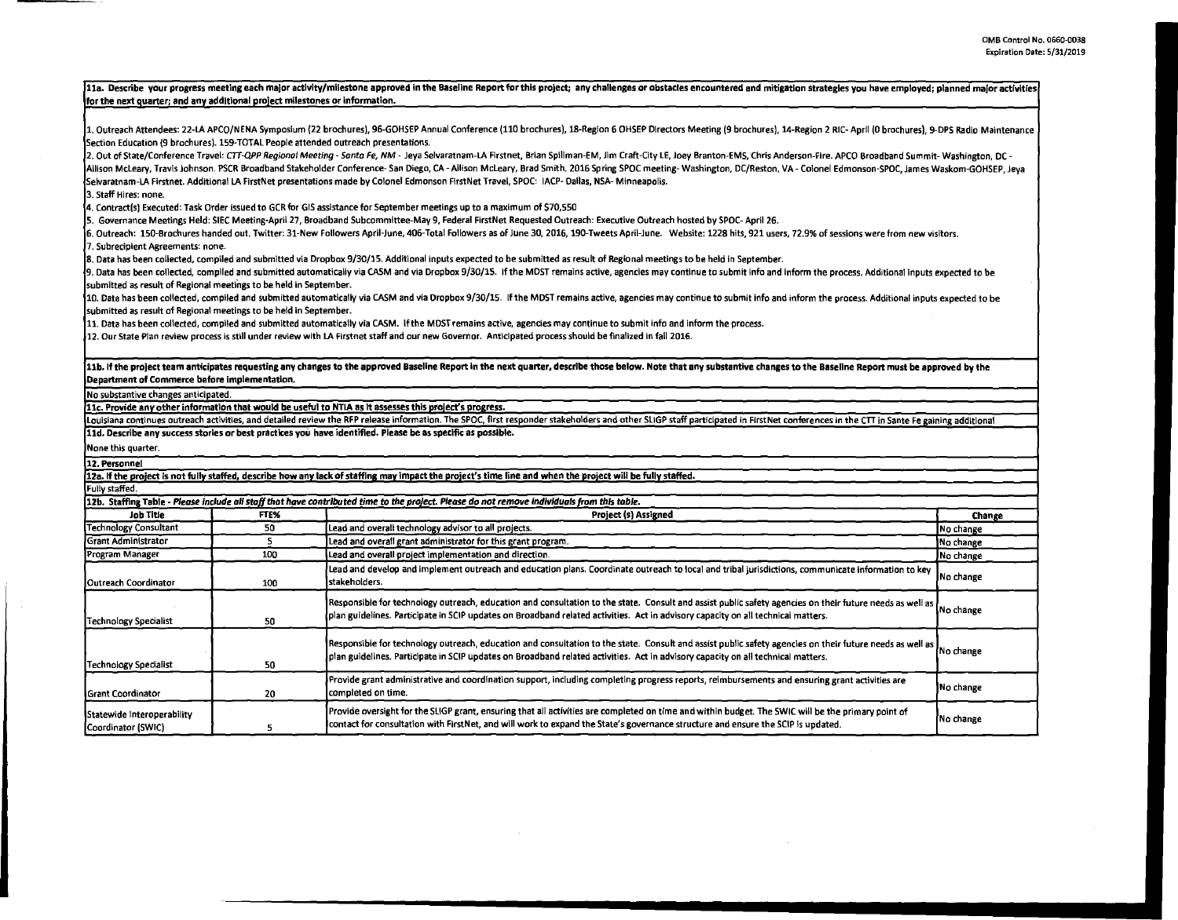OMB Control No. 0660-0038
Expiration Date: 5/31/2019

**11a. Describe your progress meeting each major activity/milestone approved in the Baseline Report for this project; any challenges or obstacles encountered and mitigation strategies you have employed; planned major activities for the next quarter; and any additional project milestones or information.**

1. Outreach Attendees: 22-LA APCO/NENA Symposium (22 brochures), 96-GOHSEP Annual Conference (110 brochures), 18-Region 6 OHSEP Directors Meeting (9 brochures), 14-Region 2 RIC- April (0 brochures), 9-DPS Radio Maintenance Section Education (9 brochures). 159-TOTAL People attended outreach presentations.
2. Out of State/Conference Travel: *CTT-QPP Regional Meeting - Santa Fe, NM* - Jeya Selvaratnam-LA Firstnet, Brian Spillman-EM, Jim Craft-City LE, Joey Branton-EMS, Chris Anderson-Fire. APCO Broadband Summit- Washington, DC - Allison McLeary, Travis Johnson. PSCR Broadband Stakeholder Conference- San Diego, CA - Allison McLeary, Brad Smith. 2016 Spring SPOC meeting- Washington, DC/Reston, VA - Colonel Edmonson-SPOC, James Waskom-GOHSEP, Jeya Selvaratnam-LA Firstnet. Additional LA FirstNet presentations made by Colonel Edmonson FirstNet Travel, SPOC: IACP- Dallas, NSA- Minneapolis.
3. Staff Hires: none.
4. Contract(s) Executed: Task Order issued to GCR for GIS assistance for September meetings up to a maximum of $70,550
5. Governance Meetings Held: SIEC Meeting-April 27, Broadband Subcommittee-May 9, Federal FirstNet Requested Outreach: Executive Outreach hosted by SPOC- April 26.
6. Outreach: 150-Brochures handed out. Twitter: 31-New Followers April-June, 406-Total Followers as of June 30, 2016, 190-Tweets April-June. Website: 1228 hits, 921 users, 72.9% of sessions were from new visitors.
7. Subrecipient Agreements: none.
8. Data has been collected, compiled and submitted via Dropbox 9/30/15. Additional inputs expected to be submitted as result of Regional meetings to be held in September.
9. Data has been collected, compiled and submitted automatically via CASM and via Dropbox 9/30/15. If the MDST remains active, agencies may continue to submit info and inform the process. Additional inputs expected to be submitted as result of Regional meetings to be held in September.
10. Data has been collected, compiled and submitted automatically via CASM and via Dropbox 9/30/15. If the MDST remains active, agencies may continue to submit info and inform the process. Additional inputs expected to be submitted as result of Regional meetings to be held in September.
11. Data has been collected, compiled and submitted automatically via CASM. If the MDST remains active, agencies may continue to submit info and inform the process.
12. Our State Plan review process is still under review with LA Firstnet staff and our new Governor. Anticipated process should be finalized in fall 2016.

**11b. If the project team anticipates requesting any changes to the approved Baseline Report in the next quarter, describe those below. Note that any substantive changes to the Baseline Report must be approved by the Department of Commerce before implementation.**

No substantive changes anticipated.

**11c. Provide any other information that would be useful to NTIA as it assesses this project's progress.**

Louisiana continues outreach activities, and detailed review the RFP release information. The SPOC, first responder stakeholders and other SLIGP staff participated in FirstNet conferences in the CTT in Sante Fe gaining additional

**11d. Describe any success stories or best practices you have identified. Please be as specific as possible.**

None this quarter.

**12. Personnel**

**12a. If the project is not fully staffed, describe how any lack of staffing may impact the project's time line and when the project will be fully staffed.**

Fully staffed.

**12b. Staffing Table** - *Please include all staff that have contributed time to the project. Please do not remove individuals from this table.*

| Job Title | FTE% | Project (s) Assigned | Change |
|---|---|---|---|
| Technology Consultant | 50 | Lead and overall technology advisor to all projects. | No change |
| Grant Administrator | 5 | Lead and overall grant administrator for this grant program. | No change |
| Program Manager | 100 | Lead and overall project implementation and direction. | No change |
| Outreach Coordinator | 100 | Lead and develop and implement outreach and education plans. Coordinate outreach to local and tribal jurisdictions, communicate information to key stakeholders. | No change |
| Technology Specialist | 50 | Responsible for technology outreach, education and consultation to the state. Consult and assist public safety agencies on their future needs as well as plan guidelines. Participate in SCIP updates on Broadband related activities. Act in advisory capacity on all technical matters. | No change |
| Technology Specialist | 50 | Responsible for technology outreach, education and consultation to the state. Consult and assist public safety agencies on their future needs as well as plan guidelines. Participate in SCIP updates on Broadband related activities. Act in advisory capacity on all technical matters. | No change |
| Grant Coordinator | 20 | Provide grant administrative and coordination support, including completing progress reports, reimbursements and ensuring grant activities are completed on time. | No change |
| Statewide Interoperability Coordinator (SWIC) | 5 | Provide oversight for the SLIGP grant, ensuring that all activities are completed on time and within budget. The SWIC will be the primary point of contact for consultation with FirstNet, and will work to expand the State's governance structure and ensure the SCIP is updated. | No change |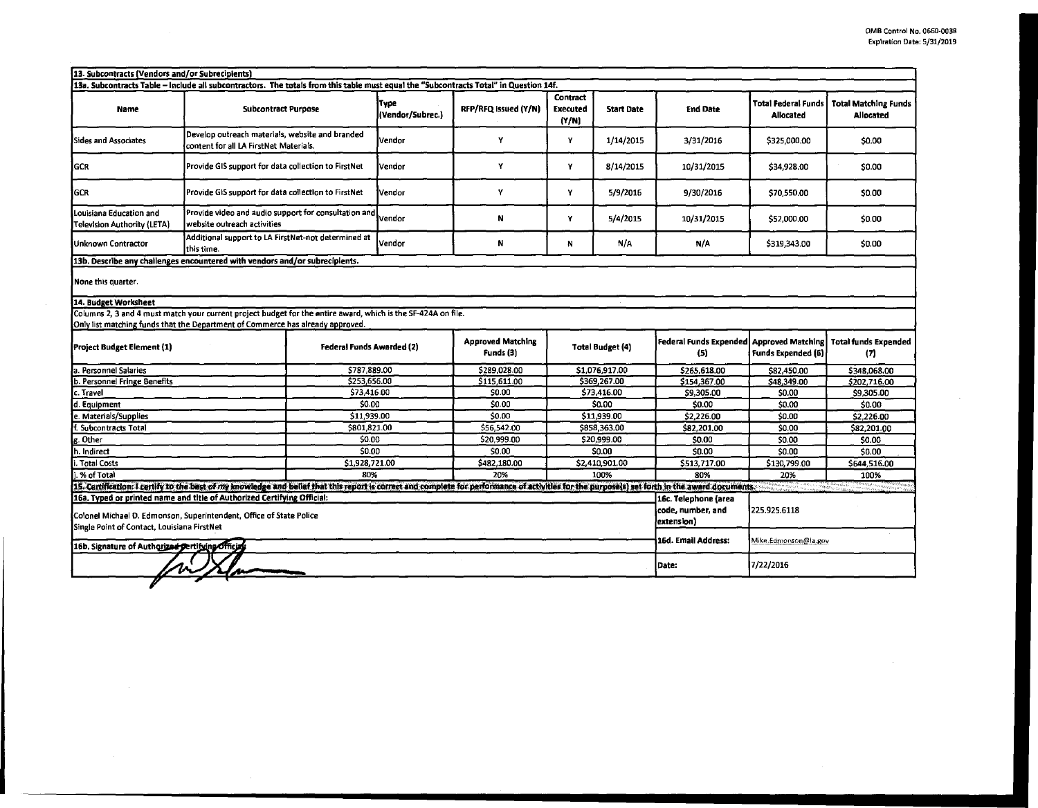OMB Control No. 0660-0038
Expiration Date: 5/31/2019

## 13. Subcontracts (Vendors and/or Subrecipients)

**13a. Subcontracts Table – Include all subcontractors. The totals from this table must equal the "Subcontracts Total" in Question 14f.**

| Name | Subcontract Purpose | Type (Vendor/Subrec.) | RFP/RFQ Issued (Y/N) | Contract Executed (Y/N) | Start Date | End Date | Total Federal Funds Allocated | Total Matching Funds Allocated |
|---|---|---|---|---|---|---|---|---|
| Sides and Associates | Develop outreach materials, website and branded content for all LA FirstNet Materials. | Vendor | Y | Y | 1/14/2015 | 3/31/2016 | $325,000.00 | $0.00 |
| GCR | Provide GIS support for data collection to FirstNet | Vendor | Y | Y | 8/14/2015 | 10/31/2015 | $34,928.00 | $0.00 |
| GCR | Provide GIS support for data collection to FirstNet | Vendor | Y | Y | 5/9/2016 | 9/30/2016 | $70,550.00 | $0.00 |
| Louisiana Education and Television Authority (LETA) | Provide video and audio support for consultation and website outreach activities | Vendor | N | Y | 5/4/2015 | 10/31/2015 | $52,000.00 | $0.00 |
| Unknown Contractor | Additional support to LA FirstNet-not determined at this time. | Vendor | N | N | N/A | N/A | $319,343.00 | $0.00 |

**13b. Describe any challenges encountered with vendors and/or subrecipients.**

None this quarter.

## 14. Budget Worksheet

Columns 2, 3 and 4 must match your current project budget for the entire award, which is the SF-424A on file.
Only list matching funds that the Department of Commerce has already approved.

| Project Budget Element (1) | Federal Funds Awarded (2) | Approved Matching Funds (3) | Total Budget (4) | Federal Funds Expended (5) | Approved Matching Funds Expended (6) | Total funds Expended (7) |
|---|---|---|---|---|---|---|
| a. Personnel Salaries | $787,889.00 | $289,028.00 | $1,076,917.00 | $265,618.00 | $82,450.00 | $348,068.00 |
| b. Personnel Fringe Benefits | $253,656.00 | $115,611.00 | $369,267.00 | $154,367.00 | $48,349.00 | $202,716.00 |
| c. Travel | $73,416.00 | $0.00 | $73,416.00 | $9,305.00 | $0.00 | $9,305.00 |
| d. Equipment | $0.00 | $0.00 | $0.00 | $0.00 | $0.00 | $0.00 |
| e. Materials/Supplies | $11,939.00 | $0.00 | $11,939.00 | $2,226.00 | $0.00 | $2,226.00 |
| f. Subcontracts Total | $801,821.00 | $56,542.00 | $858,363.00 | $82,201.00 | $0.00 | $82,201.00 |
| g. Other | $0.00 | $20,999.00 | $20,999.00 | $0.00 | $0.00 | $0.00 |
| h. Indirect | $0.00 | $0.00 | $0.00 | $0.00 | $0.00 | $0.00 |
| i. Total Costs | $1,928,721.00 | $482,180.00 | $2,410,901.00 | $513,717.00 | $130,799.00 | $644,516.00 |
| j. % of Total | 80% | 20% | 100% | 80% | 20% | 100% |

**15. Certification: I certify to the best of my knowledge and belief that this report is correct and complete for performance of activities for the purpose(s) set forth in the award documents.**

| | | | |
|---|---|---|---|
| **16a. Typed or printed name and title of Authorized Certifying Official:** Colonel Michael D. Edmonson, Superintendent, Office of State Police Single Point of Contact, Louisiana FirstNet | | 16c. Telephone (area code, number, and extension) | 225.925.6118 |
| | | 16d. Email Address: | Mike.Edmonson@la.gov |
| **16b. Signature of Authorized Certifying Official:** | [signature] | Date: | 7/22/2016 |